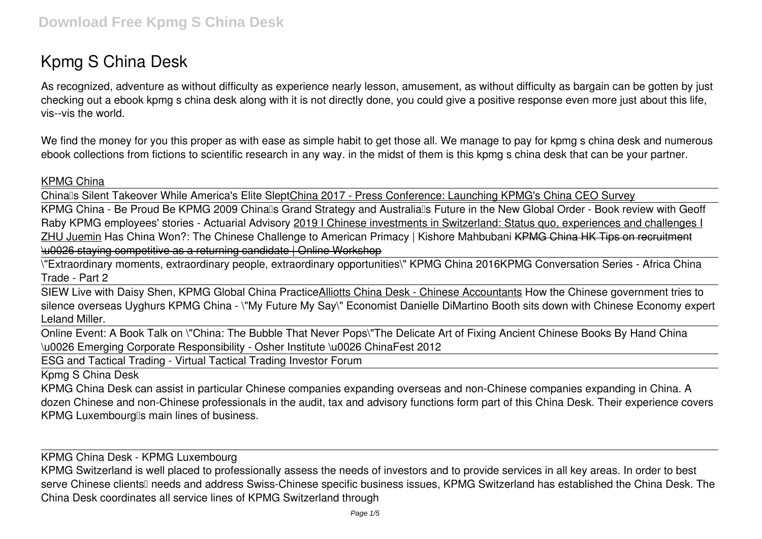# Kpmg S China Desk

As recognized, adventure as without difficulty as experience nearly lesson, amusement, as without difficulty as bargain can be gotten by just checking out a ebook kpmg s china desk along with it is not directly done, you could give a positive response even more just about this life, vis--vis the world.

We find the money for you this proper as with ease as simple habit to get those all. We manage to pay for kpmg s china desk and numerous ebook collections from fictions to scientific research in any way. in the midst of them is this kpmg s china desk that can be your partner.

KPMG China

China's Silent Takeover While America's Elite Slept China 2017 - Press Conference: Launching KPMG's China CEO Survey

KPMG China - Be Proud Be KPMG 2009 China's Grand Strategy and Australia's Future in the New Global Order - Book review with Geoff Raby KPMG employees' stories - Actuarial Advisory 2019 I Chinese investments in Switzerland: Status quo, experiences and challenges I ZHU Juemin Has China Won?: The Chinese Challenge to American Primacy | Kishore Mahbubani KPMG China HK Tips on recruitment \u0026 staying competitive as a returning candidate | Online Workshop

\"Extraordinary moments, extraordinary people, extraordinary opportunities\" KPMG China 2016KPMG Conversation Series - Africa China Trade - Part 2

SIEW Live with Daisy Shen, KPMG Global China PracticeAlliotts China Desk - Chinese Accountants How the Chinese government tries to silence overseas Uyghurs KPMG China - \"My Future My Say\" Economist Danielle DiMartino Booth sits down with Chinese Economy expert Leland Miller.

Online Event: A Book Talk on \"China: The Bubble That Never Pops\"The Delicate Art of Fixing Ancient Chinese Books By Hand China \u0026 Emerging Corporate Responsibility - Osher Institute \u0026 ChinaFest 2012

ESG and Tactical Trading - Virtual Tactical Trading Investor Forum

Kpmg S China Desk

KPMG China Desk can assist in particular Chinese companies expanding overseas and non-Chinese companies expanding in China. A dozen Chinese and non-Chinese professionals in the audit, tax and advisory functions form part of this China Desk. Their experience covers KPMG Luxembourg's main lines of business.

KPMG China Desk - KPMG Luxembourg

KPMG Switzerland is well placed to professionally assess the needs of investors and to provide services in all key areas. In order to best serve Chinese clients' needs and address Swiss-Chinese specific business issues, KPMG Switzerland has established the China Desk. The China Desk coordinates all service lines of KPMG Switzerland through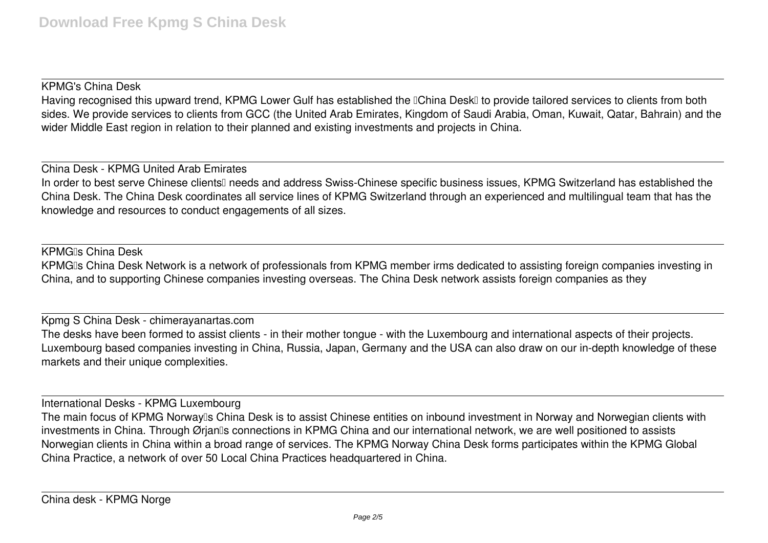KPMG's China Desk

Having recognised this upward trend, KPMG Lower Gulf has established the "China Desk" to provide tailored services to clients from both sides. We provide services to clients from GCC (the United Arab Emirates, Kingdom of Saudi Arabia, Oman, Kuwait, Qatar, Bahrain) and the wider Middle East region in relation to their planned and existing investments and projects in China.

China Desk - KPMG United Arab Emirates

In order to best serve Chinese clients' needs and address Swiss-Chinese specific business issues, KPMG Switzerland has established the China Desk. The China Desk coordinates all service lines of KPMG Switzerland through an experienced and multilingual team that has the knowledge and resources to conduct engagements of all sizes.

KPMG's China Desk

KPMG's China Desk Network is a network of professionals from KPMG member irms dedicated to assisting foreign companies investing in China, and to supporting Chinese companies investing overseas. The China Desk network assists foreign companies as they

Kpmg S China Desk - chimerayanartas.com

The desks have been formed to assist clients - in their mother tongue - with the Luxembourg and international aspects of their projects. Luxembourg based companies investing in China, Russia, Japan, Germany and the USA can also draw on our in-depth knowledge of these markets and their unique complexities.

International Desks - KPMG Luxembourg

The main focus of KPMG Norway's China Desk is to assist Chinese entities on inbound investment in Norway and Norwegian clients with investments in China. Through Ørjan's connections in KPMG China and our international network, we are well positioned to assists Norwegian clients in China within a broad range of services. The KPMG Norway China Desk forms participates within the KPMG Global China Practice, a network of over 50 Local China Practices headquartered in China.

China desk - KPMG Norge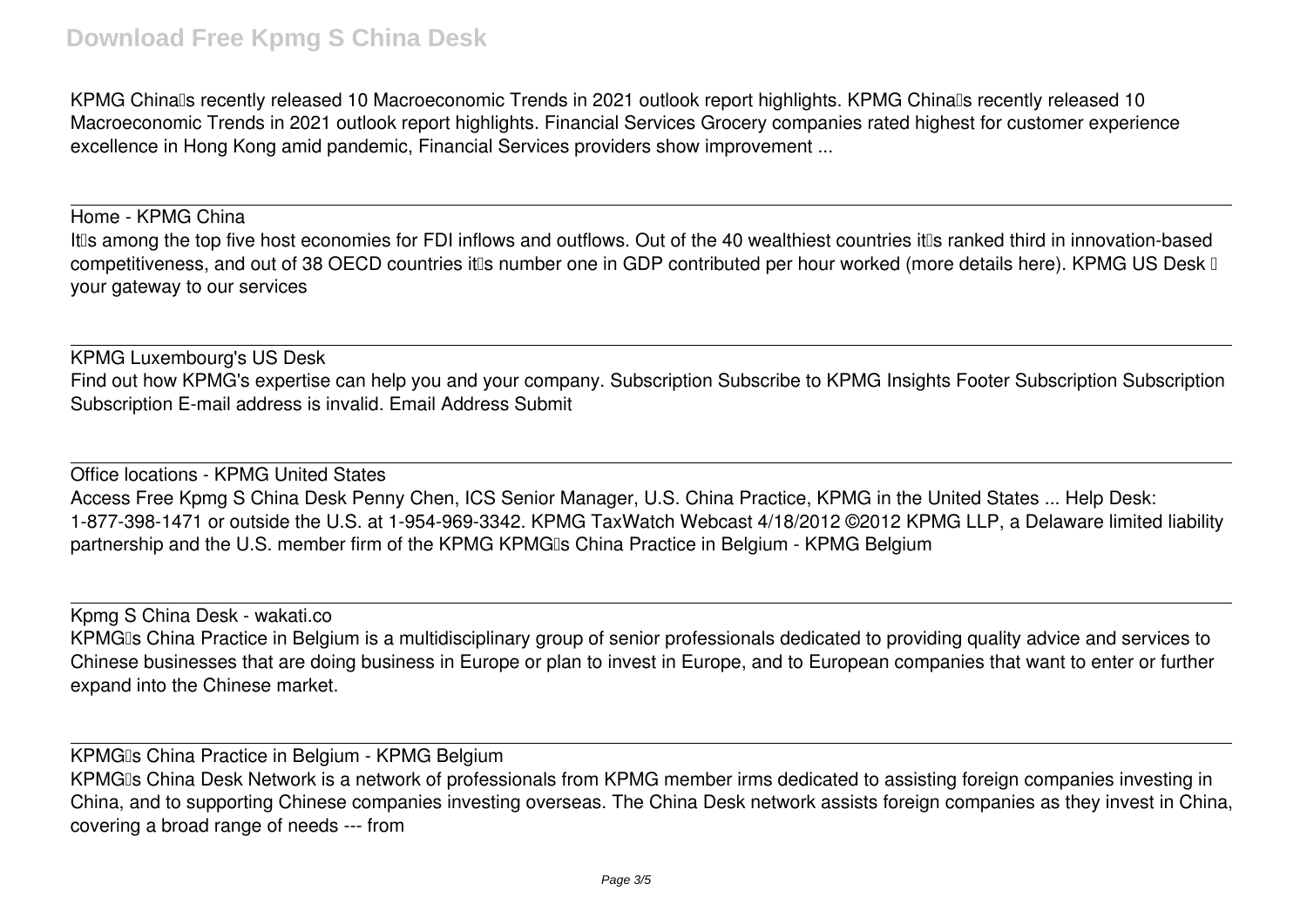KPMG China's recently released 10 Macroeconomic Trends in 2021 outlook report highlights. KPMG China's recently released 10 Macroeconomic Trends in 2021 outlook report highlights. Financial Services Grocery companies rated highest for customer experience excellence in Hong Kong amid pandemic, Financial Services providers show improvement ...

Home - KPMG China

It's among the top five host economies for FDI inflows and outflows. Out of the 40 wealthiest countries it's ranked third in innovation-based competitiveness, and out of 38 OECD countries it's number one in GDP contributed per hour worked (more details here). KPMG US Desk – your gateway to our services

KPMG Luxembourg's US Desk

Find out how KPMG's expertise can help you and your company. Subscription Subscribe to KPMG Insights Footer Subscription Subscription Subscription E-mail address is invalid. Email Address Submit

Office locations - KPMG United States

Access Free Kpmg S China Desk Penny Chen, ICS Senior Manager, U.S. China Practice, KPMG in the United States ... Help Desk: 1-877-398-1471 or outside the U.S. at 1-954-969-3342. KPMG TaxWatch Webcast 4/18/2012 ©2012 KPMG LLP, a Delaware limited liability partnership and the U.S. member firm of the KPMG KPMG's China Practice in Belgium - KPMG Belgium

Kpmg S China Desk - wakati.co

KPMG's China Practice in Belgium is a multidisciplinary group of senior professionals dedicated to providing quality advice and services to Chinese businesses that are doing business in Europe or plan to invest in Europe, and to European companies that want to enter or further expand into the Chinese market.

KPMG's China Practice in Belgium - KPMG Belgium

KPMG's China Desk Network is a network of professionals from KPMG member irms dedicated to assisting foreign companies investing in China, and to supporting Chinese companies investing overseas. The China Desk network assists foreign companies as they invest in China, covering a broad range of needs --- from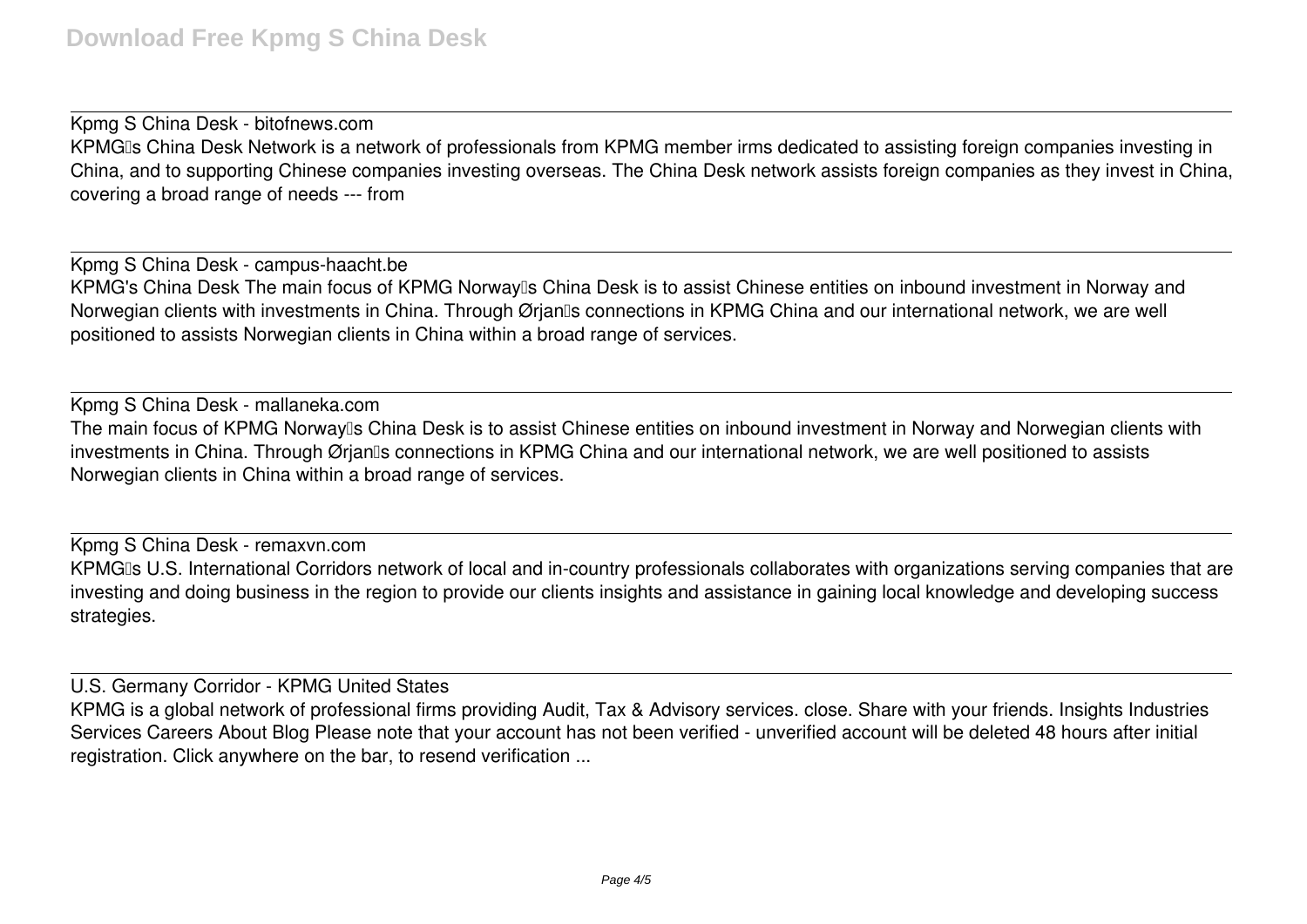Kpmg S China Desk - bitofnews.com

KPMG's China Desk Network is a network of professionals from KPMG member irms dedicated to assisting foreign companies investing in China, and to supporting Chinese companies investing overseas. The China Desk network assists foreign companies as they invest in China, covering a broad range of needs --- from

Kpmg S China Desk - campus-haacht.be

KPMG's China Desk The main focus of KPMG Norway's China Desk is to assist Chinese entities on inbound investment in Norway and Norwegian clients with investments in China. Through Ørjan's connections in KPMG China and our international network, we are well positioned to assists Norwegian clients in China within a broad range of services.

Kpmg S China Desk - mallaneka.com

The main focus of KPMG Norway's China Desk is to assist Chinese entities on inbound investment in Norway and Norwegian clients with investments in China. Through Ørjan's connections in KPMG China and our international network, we are well positioned to assists Norwegian clients in China within a broad range of services.

Kpmg S China Desk - remaxvn.com

KPMG's U.S. International Corridors network of local and in-country professionals collaborates with organizations serving companies that are investing and doing business in the region to provide our clients insights and assistance in gaining local knowledge and developing success strategies.

U.S. Germany Corridor - KPMG United States

KPMG is a global network of professional firms providing Audit, Tax & Advisory services. close. Share with your friends. Insights Industries Services Careers About Blog Please note that your account has not been verified - unverified account will be deleted 48 hours after initial registration. Click anywhere on the bar, to resend verification ...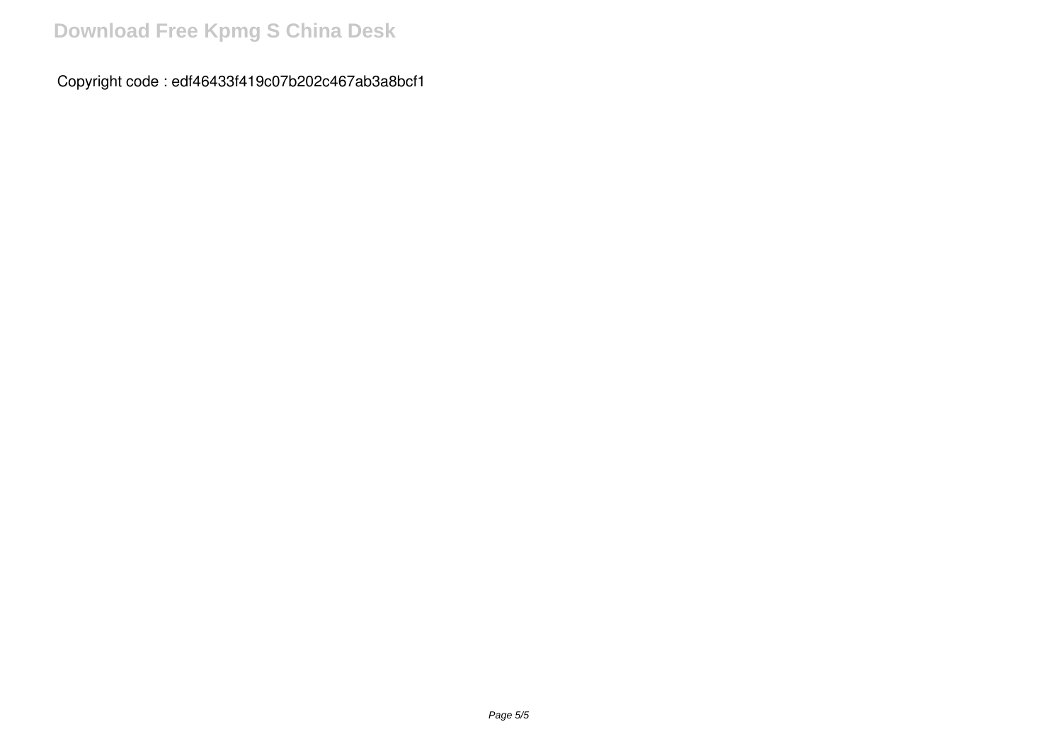Copyright code : edf46433f419c07b202c467ab3a8bcf1